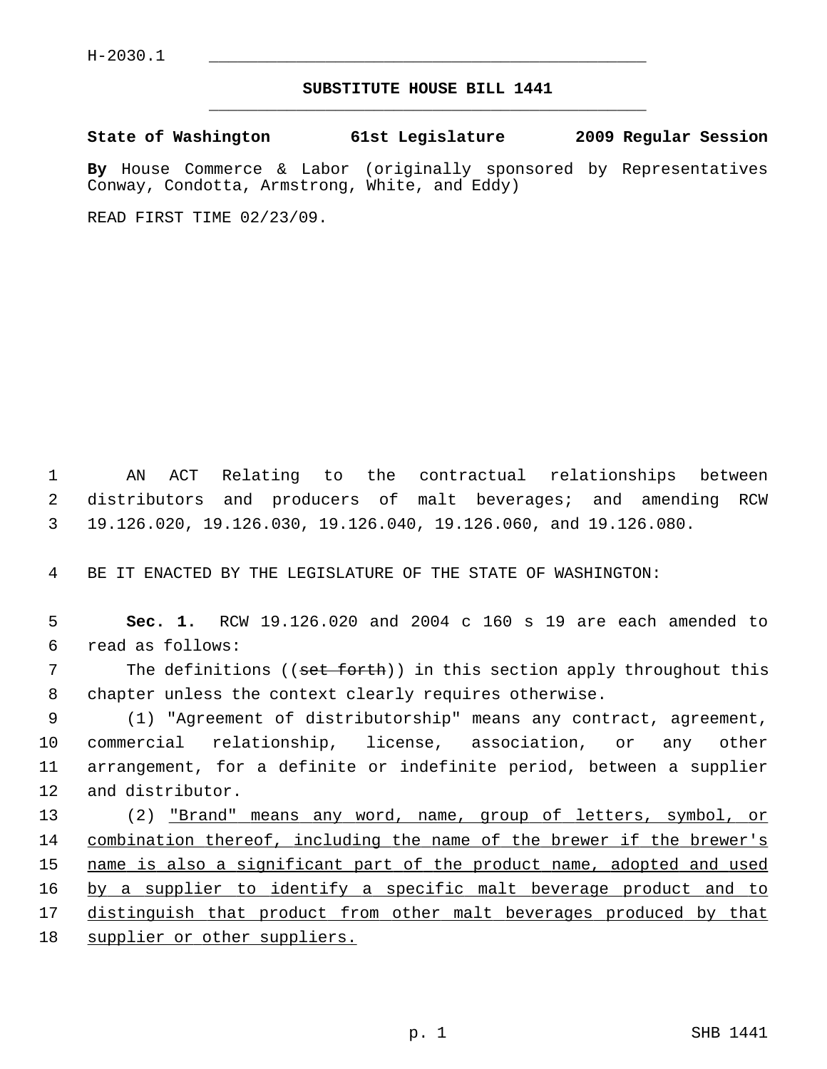H-2030.1

# SUBSTITUTE HOUSE BILL 1441

**State of Washington 61st Legislature 2009 Regular Session**

**By** House Commerce & Labor (originally sponsored by Representatives Conway, Condotta, Armstrong, White, and Eddy)

READ FIRST TIME 02/23/09.

AN ACT Relating to the contractual relationships between distributors and producers of malt beverages; and amending RCW 19.126.020, 19.126.030, 19.126.040, 19.126.060, and 19.126.080.

BE IT ENACTED BY THE LEGISLATURE OF THE STATE OF WASHINGTON:

**Sec. 1.** RCW 19.126.020 and 2004 c 160 s 19 are each amended to read as follows:

The definitions ((~~set forth~~)) in this section apply throughout this chapter unless the context clearly requires otherwise.

(1) "Agreement of distributorship" means any contract, agreement, commercial relationship, license, association, or any other arrangement, for a definite or indefinite period, between a supplier and distributor.

(2) <u>"Brand" means any word, name, group of letters, symbol, or combination thereof, including the name of the brewer if the brewer's name is also a significant part of the product name, adopted and used by a supplier to identify a specific malt beverage product and to distinguish that product from other malt beverages produced by that supplier or other suppliers.</u>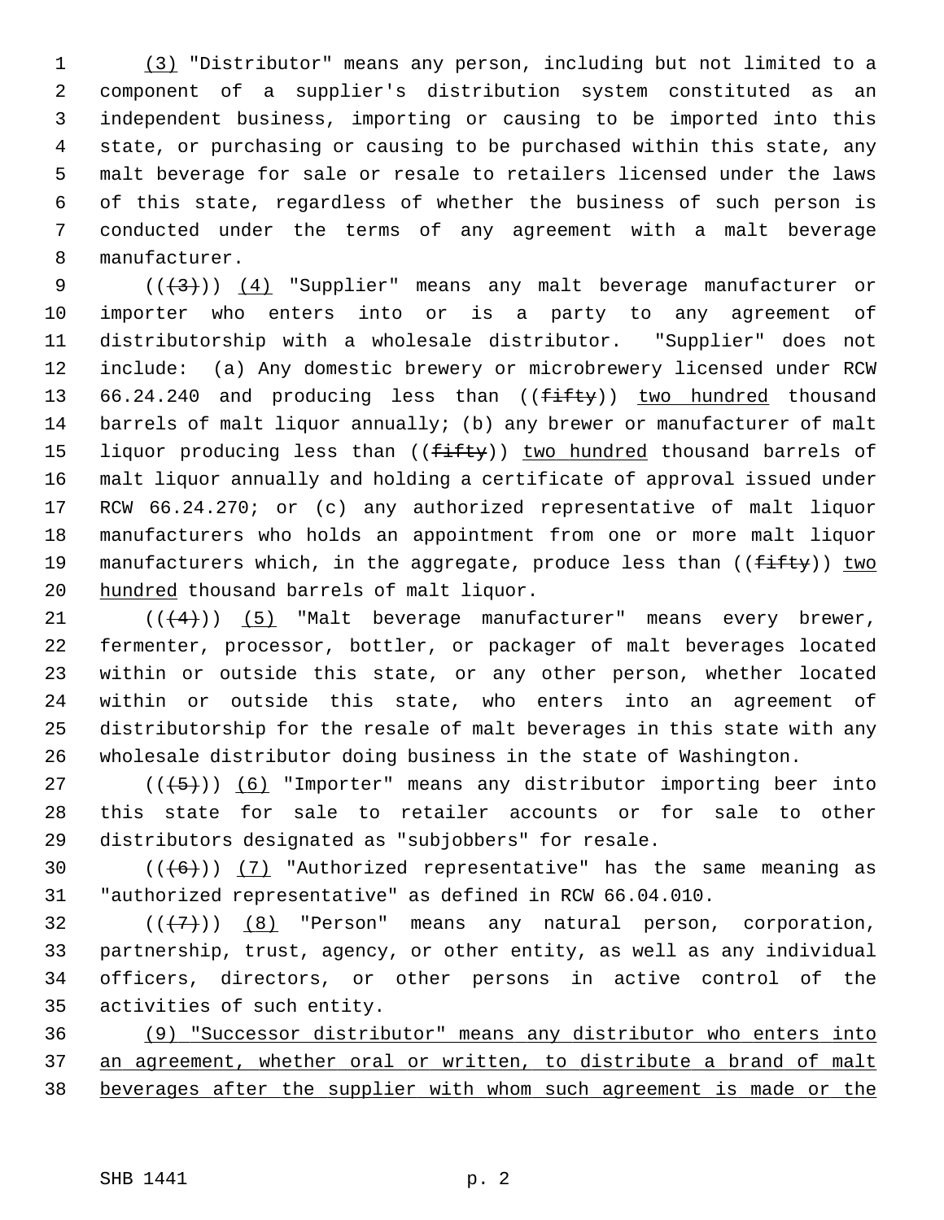(3) "Distributor" means any person, including but not limited to a component of a supplier's distribution system constituted as an independent business, importing or causing to be imported into this state, or purchasing or causing to be purchased within this state, any malt beverage for sale or resale to retailers licensed under the laws of this state, regardless of whether the business of such person is conducted under the terms of any agreement with a malt beverage manufacturer.

(((3))) (4) "Supplier" means any malt beverage manufacturer or importer who enters into or is a party to any agreement of distributorship with a wholesale distributor. "Supplier" does not include: (a) Any domestic brewery or microbrewery licensed under RCW 66.24.240 and producing less than ((fifty)) two hundred thousand barrels of malt liquor annually; (b) any brewer or manufacturer of malt liquor producing less than ((fifty)) two hundred thousand barrels of malt liquor annually and holding a certificate of approval issued under RCW 66.24.270; or (c) any authorized representative of malt liquor manufacturers who holds an appointment from one or more malt liquor manufacturers which, in the aggregate, produce less than ((fifty)) two hundred thousand barrels of malt liquor.

(((4))) (5) "Malt beverage manufacturer" means every brewer, fermenter, processor, bottler, or packager of malt beverages located within or outside this state, or any other person, whether located within or outside this state, who enters into an agreement of distributorship for the resale of malt beverages in this state with any wholesale distributor doing business in the state of Washington.

(((5))) (6) "Importer" means any distributor importing beer into this state for sale to retailer accounts or for sale to other distributors designated as "subjobbers" for resale.

(((6))) (7) "Authorized representative" has the same meaning as "authorized representative" as defined in RCW 66.04.010.

(((7))) (8) "Person" means any natural person, corporation, partnership, trust, agency, or other entity, as well as any individual officers, directors, or other persons in active control of the activities of such entity.

(9) "Successor distributor" means any distributor who enters into an agreement, whether oral or written, to distribute a brand of malt beverages after the supplier with whom such agreement is made or the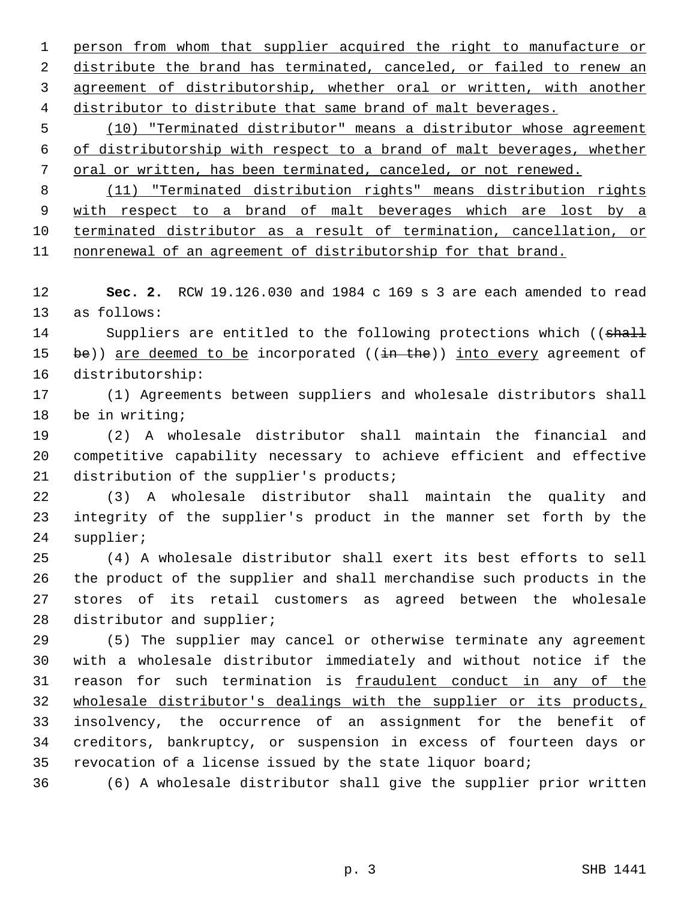person from whom that supplier acquired the right to manufacture or distribute the brand has terminated, canceled, or failed to renew an agreement of distributorship, whether oral or written, with another distributor to distribute that same brand of malt beverages.

(10) "Terminated distributor" means a distributor whose agreement of distributorship with respect to a brand of malt beverages, whether oral or written, has been terminated, canceled, or not renewed.

(11) "Terminated distribution rights" means distribution rights with respect to a brand of malt beverages which are lost by a terminated distributor as a result of termination, cancellation, or nonrenewal of an agreement of distributorship for that brand.

**Sec. 2.** RCW 19.126.030 and 1984 c 169 s 3 are each amended to read as follows:

Suppliers are entitled to the following protections which ((~~shall be~~)) are deemed to be incorporated ((~~in the~~)) into every agreement of distributorship:

(1) Agreements between suppliers and wholesale distributors shall be in writing;

(2) A wholesale distributor shall maintain the financial and competitive capability necessary to achieve efficient and effective distribution of the supplier's products;

(3) A wholesale distributor shall maintain the quality and integrity of the supplier's product in the manner set forth by the supplier;

(4) A wholesale distributor shall exert its best efforts to sell the product of the supplier and shall merchandise such products in the stores of its retail customers as agreed between the wholesale distributor and supplier;

(5) The supplier may cancel or otherwise terminate any agreement with a wholesale distributor immediately and without notice if the reason for such termination is fraudulent conduct in any of the wholesale distributor's dealings with the supplier or its products, insolvency, the occurrence of an assignment for the benefit of creditors, bankruptcy, or suspension in excess of fourteen days or revocation of a license issued by the state liquor board;

(6) A wholesale distributor shall give the supplier prior written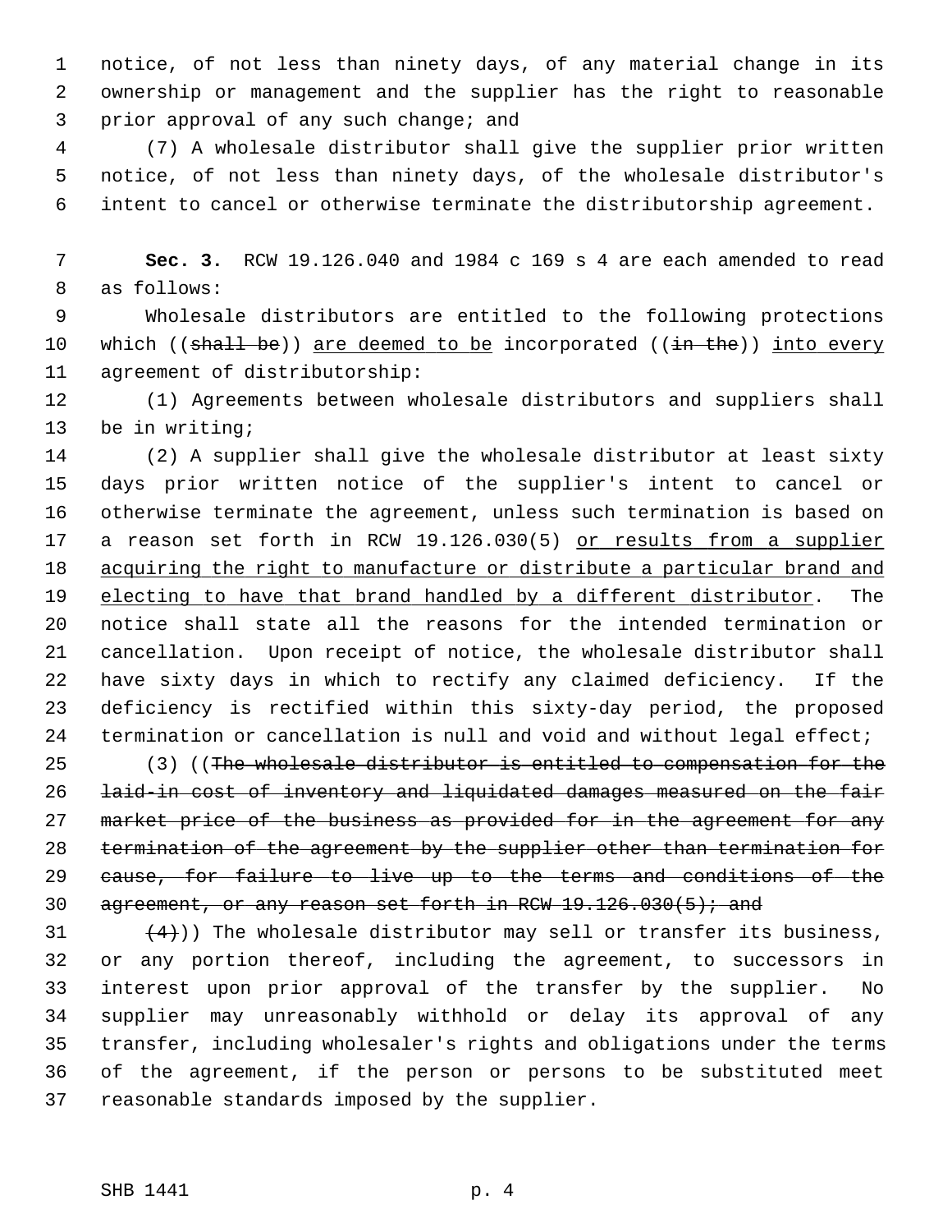notice, of not less than ninety days, of any material change in its ownership or management and the supplier has the right to reasonable prior approval of any such change; and

(7) A wholesale distributor shall give the supplier prior written notice, of not less than ninety days, of the wholesale distributor's intent to cancel or otherwise terminate the distributorship agreement.

**Sec. 3.** RCW 19.126.040 and 1984 c 169 s 4 are each amended to read as follows:

Wholesale distributors are entitled to the following protections which ((~~shall be~~)) <u>are deemed to be</u> incorporated ((~~in the~~)) <u>into every</u> agreement of distributorship:

(1) Agreements between wholesale distributors and suppliers shall be in writing;

(2) A supplier shall give the wholesale distributor at least sixty days prior written notice of the supplier's intent to cancel or otherwise terminate the agreement, unless such termination is based on a reason set forth in RCW 19.126.030(5) <u>or results from a supplier acquiring the right to manufacture or distribute a particular brand and electing to have that brand handled by a different distributor</u>. The notice shall state all the reasons for the intended termination or cancellation. Upon receipt of notice, the wholesale distributor shall have sixty days in which to rectify any claimed deficiency. If the deficiency is rectified within this sixty-day period, the proposed termination or cancellation is null and void and without legal effect;

(3) ((~~The wholesale distributor is entitled to compensation for the laid-in cost of inventory and liquidated damages measured on the fair market price of the business as provided for in the agreement for any termination of the agreement by the supplier other than termination for cause, for failure to live up to the terms and conditions of the agreement, or any reason set forth in RCW 19.126.030(5); and~~

~~(4)~~)) The wholesale distributor may sell or transfer its business, or any portion thereof, including the agreement, to successors in interest upon prior approval of the transfer by the supplier. No supplier may unreasonably withhold or delay its approval of any transfer, including wholesaler's rights and obligations under the terms of the agreement, if the person or persons to be substituted meet reasonable standards imposed by the supplier.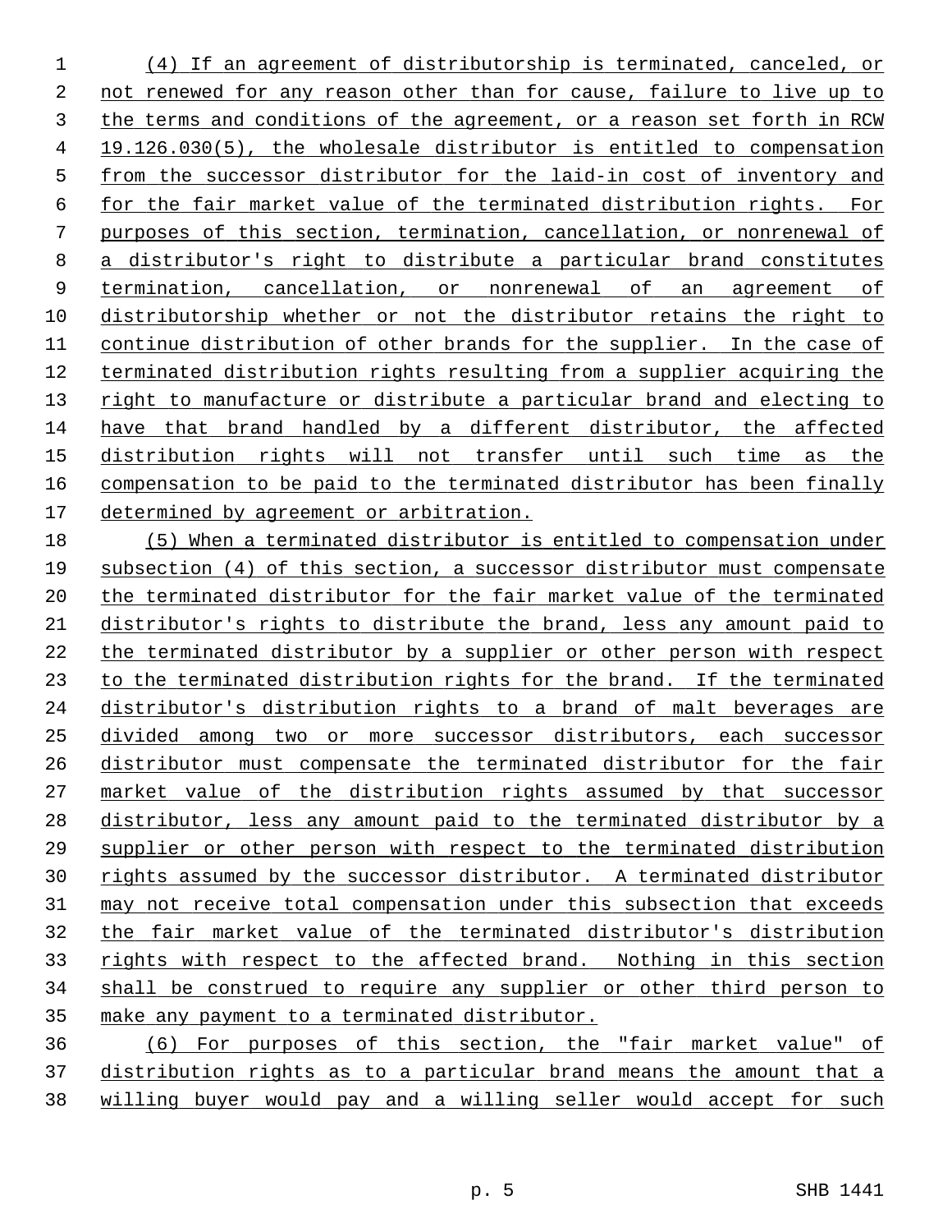(4) If an agreement of distributorship is terminated, canceled, or not renewed for any reason other than for cause, failure to live up to the terms and conditions of the agreement, or a reason set forth in RCW 19.126.030(5), the wholesale distributor is entitled to compensation from the successor distributor for the laid-in cost of inventory and for the fair market value of the terminated distribution rights. For purposes of this section, termination, cancellation, or nonrenewal of a distributor's right to distribute a particular brand constitutes termination, cancellation, or nonrenewal of an agreement of distributorship whether or not the distributor retains the right to continue distribution of other brands for the supplier. In the case of terminated distribution rights resulting from a supplier acquiring the right to manufacture or distribute a particular brand and electing to have that brand handled by a different distributor, the affected distribution rights will not transfer until such time as the compensation to be paid to the terminated distributor has been finally determined by agreement or arbitration.

(5) When a terminated distributor is entitled to compensation under subsection (4) of this section, a successor distributor must compensate the terminated distributor for the fair market value of the terminated distributor's rights to distribute the brand, less any amount paid to the terminated distributor by a supplier or other person with respect to the terminated distribution rights for the brand. If the terminated distributor's distribution rights to a brand of malt beverages are divided among two or more successor distributors, each successor distributor must compensate the terminated distributor for the fair market value of the distribution rights assumed by that successor distributor, less any amount paid to the terminated distributor by a supplier or other person with respect to the terminated distribution rights assumed by the successor distributor. A terminated distributor may not receive total compensation under this subsection that exceeds the fair market value of the terminated distributor's distribution rights with respect to the affected brand. Nothing in this section shall be construed to require any supplier or other third person to make any payment to a terminated distributor.

(6) For purposes of this section, the "fair market value" of distribution rights as to a particular brand means the amount that a willing buyer would pay and a willing seller would accept for such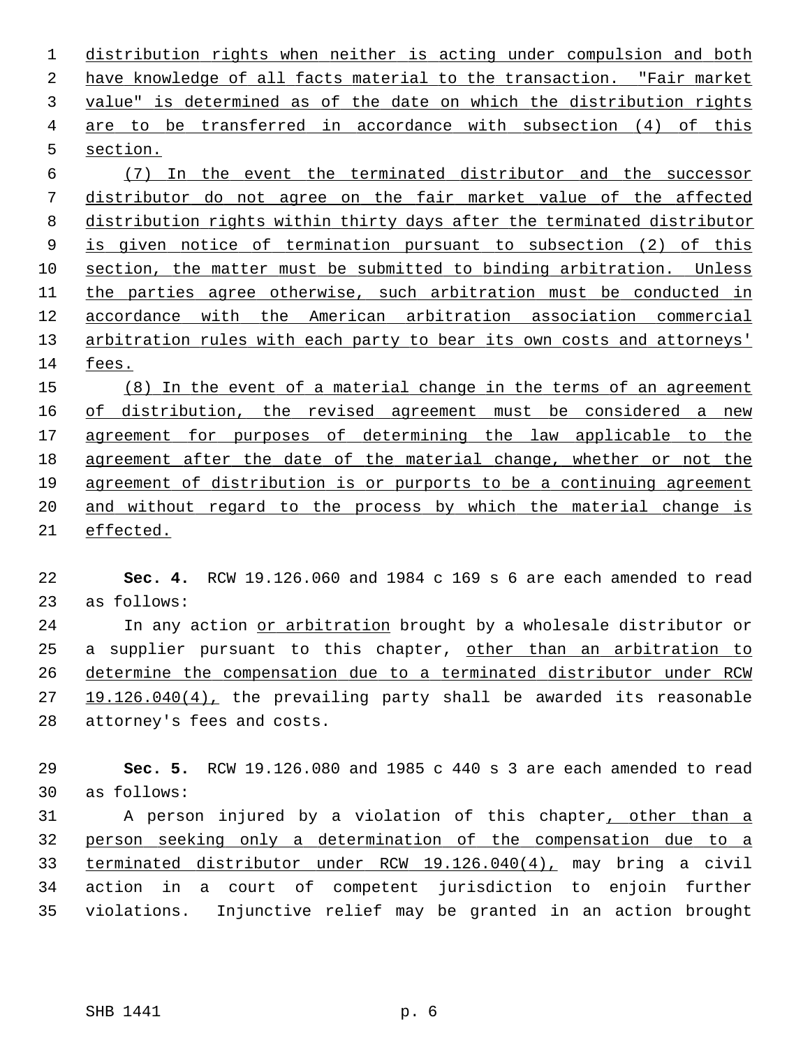distribution rights when neither is acting under compulsion and both have knowledge of all facts material to the transaction. "Fair market value" is determined as of the date on which the distribution rights are to be transferred in accordance with subsection (4) of this section.

(7) In the event the terminated distributor and the successor distributor do not agree on the fair market value of the affected distribution rights within thirty days after the terminated distributor is given notice of termination pursuant to subsection (2) of this section, the matter must be submitted to binding arbitration. Unless the parties agree otherwise, such arbitration must be conducted in accordance with the American arbitration association commercial arbitration rules with each party to bear its own costs and attorneys' fees.

(8) In the event of a material change in the terms of an agreement of distribution, the revised agreement must be considered a new agreement for purposes of determining the law applicable to the agreement after the date of the material change, whether or not the agreement of distribution is or purports to be a continuing agreement and without regard to the process by which the material change is effected.

**Sec. 4.** RCW 19.126.060 and 1984 c 169 s 6 are each amended to read as follows:

In any action or arbitration brought by a wholesale distributor or a supplier pursuant to this chapter, other than an arbitration to determine the compensation due to a terminated distributor under RCW 19.126.040(4), the prevailing party shall be awarded its reasonable attorney's fees and costs.

**Sec. 5.** RCW 19.126.080 and 1985 c 440 s 3 are each amended to read as follows:

A person injured by a violation of this chapter, other than a person seeking only a determination of the compensation due to a terminated distributor under RCW 19.126.040(4), may bring a civil action in a court of competent jurisdiction to enjoin further violations. Injunctive relief may be granted in an action brought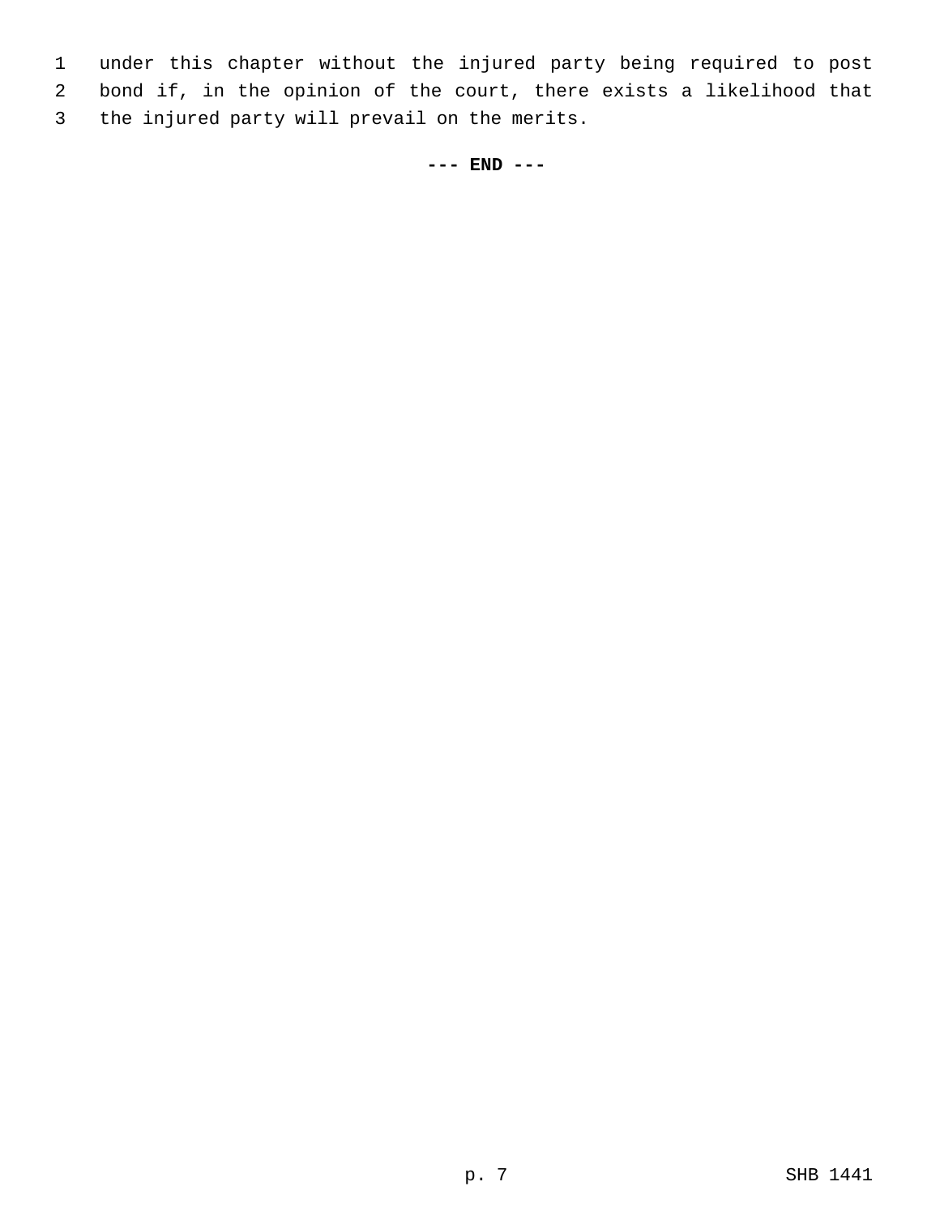under this chapter without the injured party being required to post bond if, in the opinion of the court, there exists a likelihood that the injured party will prevail on the merits.

**--- END ---**